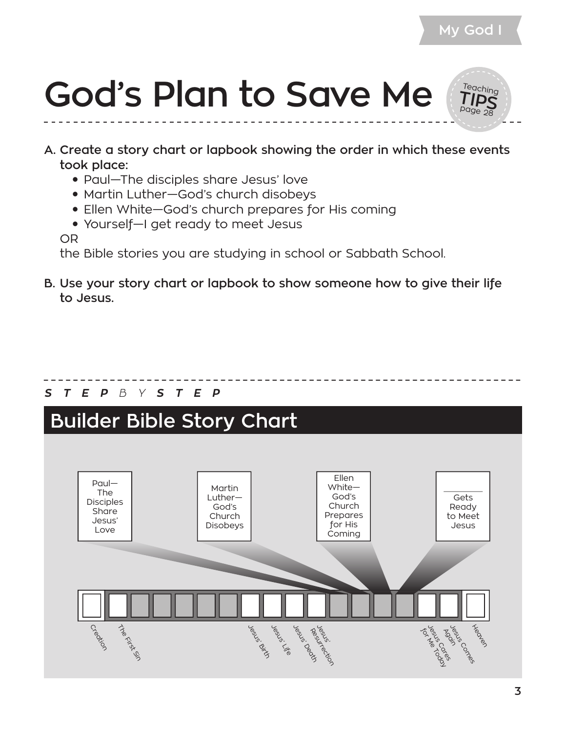# God's Plan to Save Me

Teaching TIPS page 28

**A. Create a story chart or lapbook showing the order in which these events took place:**

- Paul—The disciples share Jesus' love
- Martin Luther—God's church disobeys
- Ellen White—God's church prepares for His coming
- Yourself—I get ready to meet Jesus

OR

the Bible stories you are studying in school or Sabbath School.

**B. Use your story chart or lapbook to show someone how to give their life to Jesus.**

*STEP BY STEP*

## Builder Bible Story Chart

Paul—The Disciples Share Jesus' Love

Martin Luther—God's Church Disobeys

Ellen White—God's Church Prepares for His Coming

_______ Gets Ready to Meet Jesus

Creation

The First Sin

Jesus' Birth

Jesus' Life

Jesus' Death

Jesus' Resurrection

Jesus Cares for Me Today

Jesus Comes Again

Heaven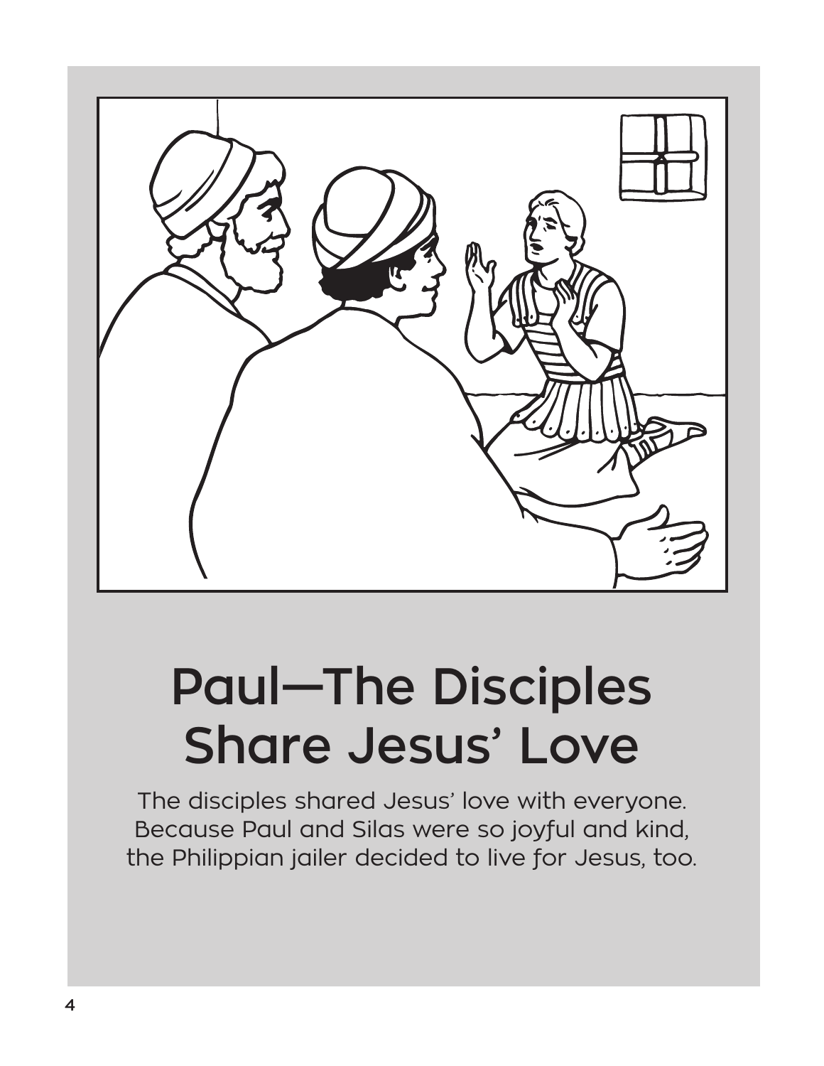# Paul—The Disciples Share Jesus' Love

The disciples shared Jesus' love with everyone. Because Paul and Silas were so joyful and kind, the Philippian jailer decided to live for Jesus, too.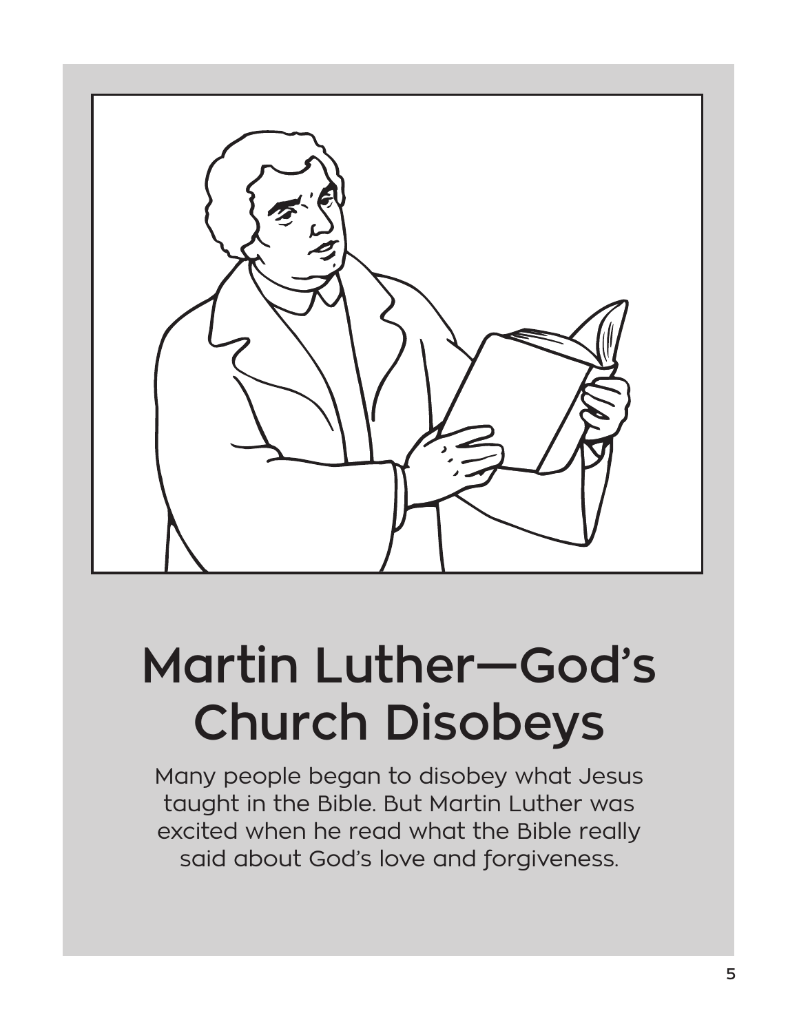# Martin Luther—God's Church Disobeys

Many people began to disobey what Jesus taught in the Bible. But Martin Luther was excited when he read what the Bible really said about God's love and forgiveness.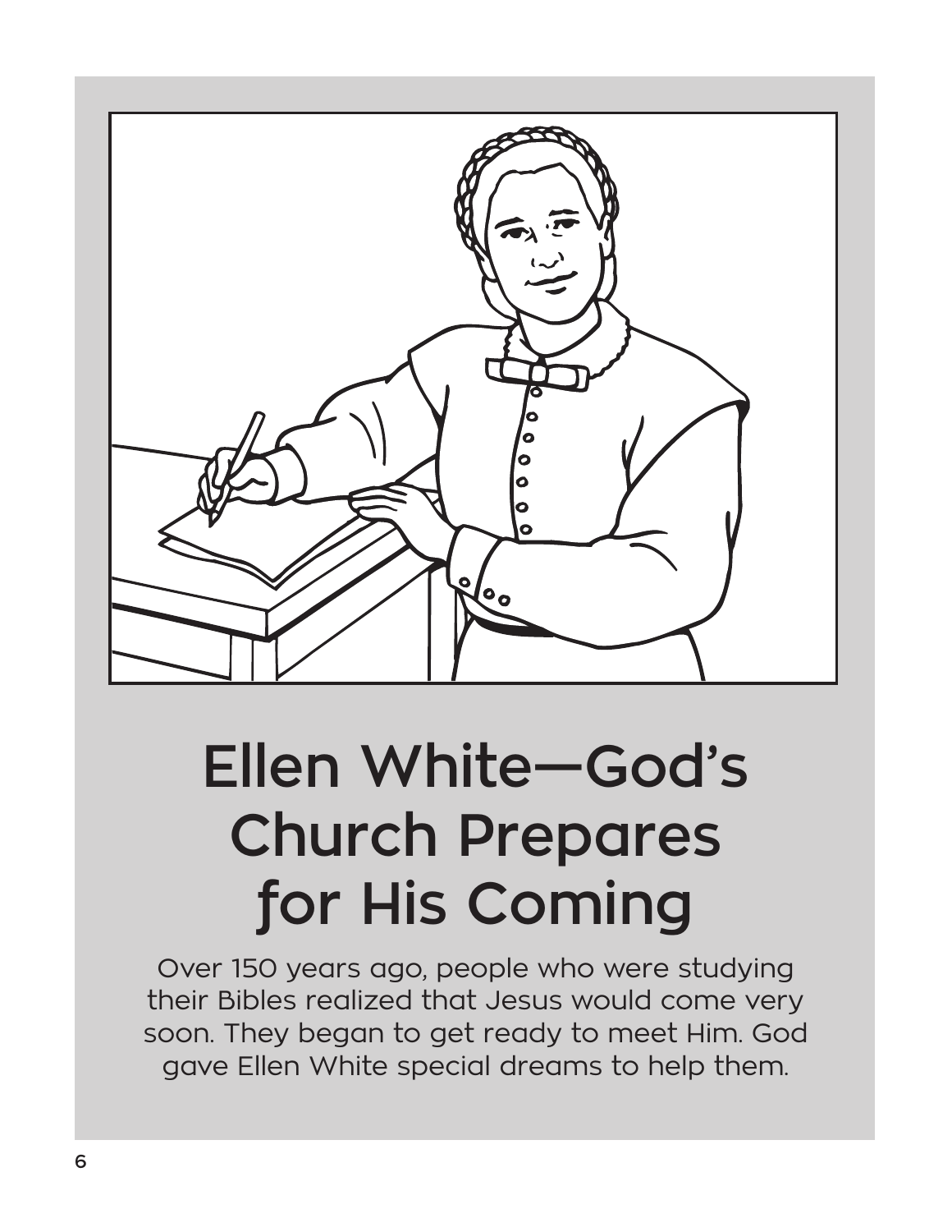# Ellen White—God's Church Prepares for His Coming

Over 150 years ago, people who were studying their Bibles realized that Jesus would come very soon. They began to get ready to meet Him. God gave Ellen White special dreams to help them.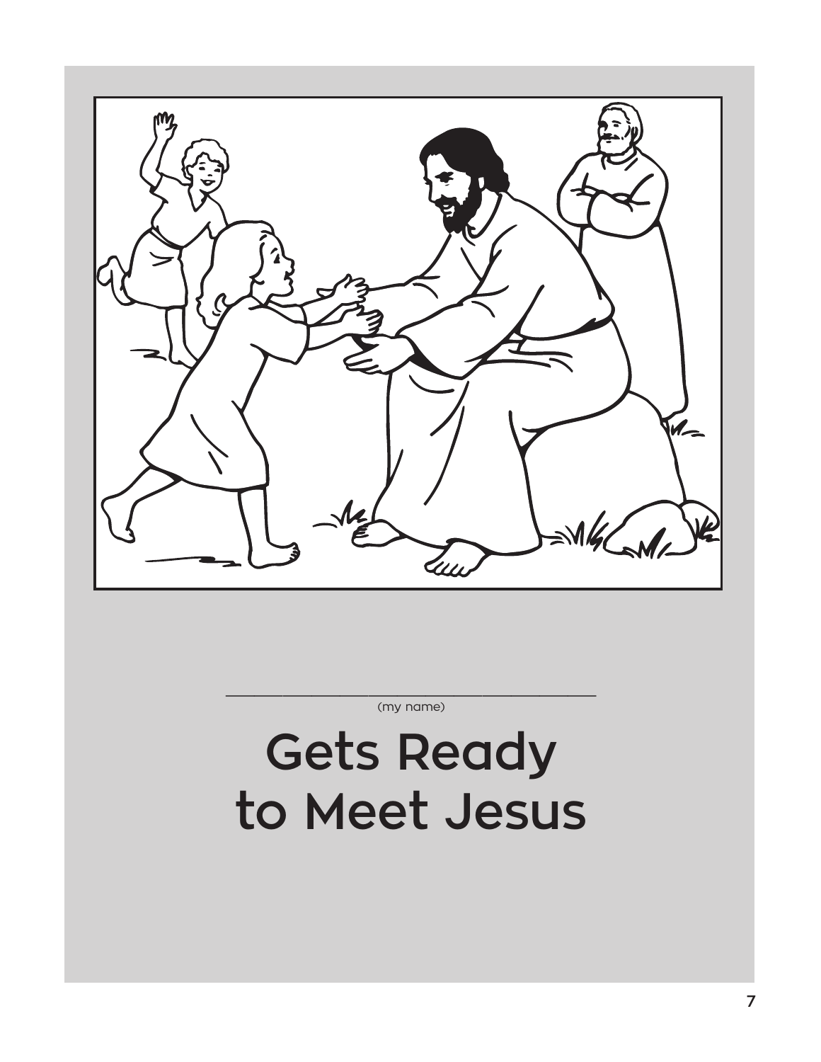______________________________
(my name)

# Gets Ready to Meet Jesus